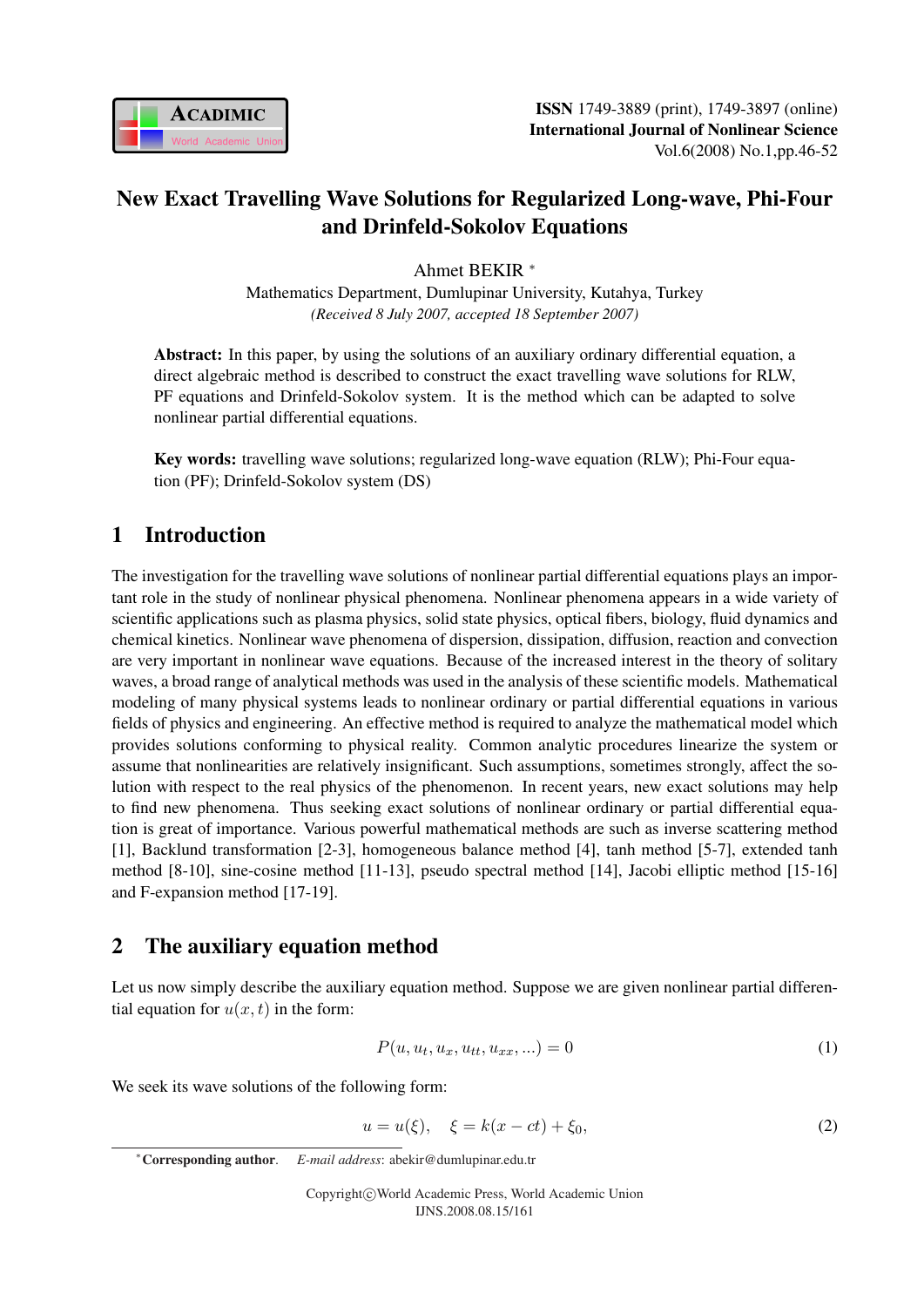# New Exact Travelling Wave Solutions for Regularized Long-wave, Phi-Four and Drinfeld-Sokolov Equations

Ahmet BEKIR *

Mathematics Department, Dumlupinar University, Kutahya, Turkey

*(Received 8 July 2007, accepted 18 September 2007)*

**Abstract:** In this paper, by using the solutions of an auxiliary ordinary differential equation, a direct algebraic method is described to construct the exact travelling wave solutions for RLW, PF equations and Drinfeld-Sokolov system. It is the method which can be adapted to solve nonlinear partial differential equations.

**Key words:** travelling wave solutions; regularized long-wave equation (RLW); Phi-Four equation (PF); Drinfeld-Sokolov system (DS)

## 1 Introduction

The investigation for the travelling wave solutions of nonlinear partial differential equations plays an important role in the study of nonlinear physical phenomena. Nonlinear phenomena appears in a wide variety of scientific applications such as plasma physics, solid state physics, optical fibers, biology, fluid dynamics and chemical kinetics. Nonlinear wave phenomena of dispersion, dissipation, diffusion, reaction and convection are very important in nonlinear wave equations. Because of the increased interest in the theory of solitary waves, a broad range of analytical methods was used in the analysis of these scientific models. Mathematical modeling of many physical systems leads to nonlinear ordinary or partial differential equations in various fields of physics and engineering. An effective method is required to analyze the mathematical model which provides solutions conforming to physical reality. Common analytic procedures linearize the system or assume that nonlinearities are relatively insignificant. Such assumptions, sometimes strongly, affect the solution with respect to the real physics of the phenomenon. In recent years, new exact solutions may help to find new phenomena. Thus seeking exact solutions of nonlinear ordinary or partial differential equation is great of importance. Various powerful mathematical methods are such as inverse scattering method [1], Backlund transformation [2-3], homogeneous balance method [4], tanh method [5-7], extended tanh method [8-10], sine-cosine method [11-13], pseudo spectral method [14], Jacobi elliptic method [15-16] and F-expansion method [17-19].

## 2 The auxiliary equation method

Let us now simply describe the auxiliary equation method. Suppose we are given nonlinear partial differential equation for $u(x,t)$ in the form:

$$P(u, u_t, u_x, u_{tt}, u_{xx}, ...) = 0 \tag{1}$$

We seek its wave solutions of the following form:

$$u = u(\xi), \quad \xi = k(x - ct) + \xi_0, \tag{2}$$

*Corresponding author. *E-mail address*: abekir@dumlupinar.edu.tr

Copyright©World Academic Press, World Academic Union
IJNS.2008.08.15/161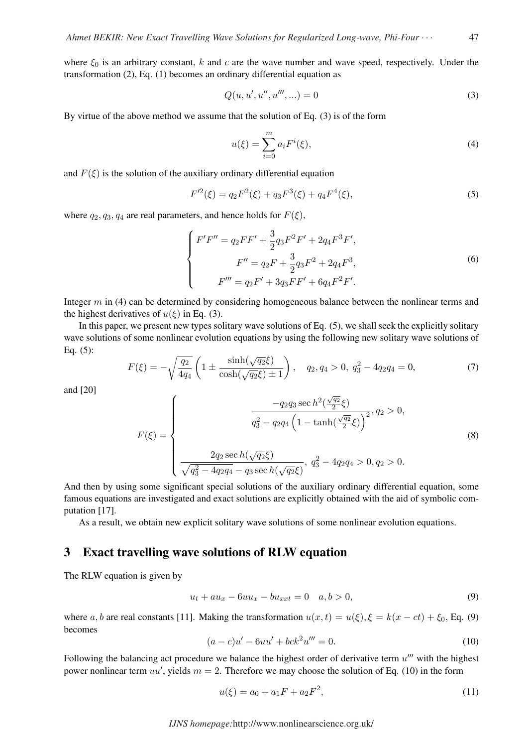where $\xi_0$ is an arbitrary constant, $k$ and $c$ are the wave number and wave speed, respectively. Under the transformation (2), Eq. (1) becomes an ordinary differential equation as

$$Q(u, u', u'', u''', ...) = 0 \tag{3}$$

By virtue of the above method we assume that the solution of Eq. (3) is of the form

$$u(\xi) = \sum_{i=0}^{m} a_i F^i(\xi), \tag{4}$$

and $F(\xi)$ is the solution of the auxiliary ordinary differential equation

$$F'^2(\xi) = q_2 F^2(\xi) + q_3 F^3(\xi) + q_4 F^4(\xi), \tag{5}$$

where $q_2, q_3, q_4$ are real parameters, and hence holds for $F(\xi)$,

$$\begin{cases} F'F'' = q_2 FF' + \dfrac{3}{2} q_3 F^2 F' + 2q_4 F^3 F', \\ F'' = q_2 F + \dfrac{3}{2} q_3 F^2 + 2q_4 F^3, \\ F''' = q_2 F' + 3q_3 FF' + 6q_4 F^2 F'. \end{cases} \tag{6}$$

Integer $m$ in (4) can be determined by considering homogeneous balance between the nonlinear terms and the highest derivatives of $u(\xi)$ in Eq. (3).

In this paper, we present new types solitary wave solutions of Eq. (5), we shall seek the explicitly solitary wave solutions of some nonlinear evolution equations by using the following new solitary wave solutions of Eq. (5):

$$F(\xi) = -\sqrt{\frac{q_2}{4q_4}} \left( 1 \pm \frac{\sinh(\sqrt{q_2}\xi)}{\cosh(\sqrt{q_2}\xi) \pm 1} \right), \quad q_2, q_4 > 0, \; q_3^2 - 4q_2 q_4 = 0, \tag{7}$$

and [20]

$$F(\xi) = \begin{cases} \dfrac{-q_2 q_3 \sec h^2(\frac{\sqrt{q_2}}{2}\xi)}{q_3^2 - q_2 q_4 \left(1 - \tanh(\frac{\sqrt{q_2}}{2}\xi)\right)^2}, q_2 > 0, \\ \\ \dfrac{2q_2 \sec h(\sqrt{q_2}\xi)}{\sqrt{q_3^2 - 4q_2 q_4} - q_3 \sec h(\sqrt{q_2}\xi)}, \; q_3^2 - 4q_2 q_4 > 0, q_2 > 0. \end{cases} \tag{8}$$

And then by using some significant special solutions of the auxiliary ordinary differential equation, some famous equations are investigated and exact solutions are explicitly obtained with the aid of symbolic computation [17].

As a result, we obtain new explicit solitary wave solutions of some nonlinear evolution equations.

## 3 Exact travelling wave solutions of RLW equation

The RLW equation is given by

$$u_t + a u_x - 6uu_x - b u_{xxt} = 0 \quad a, b > 0, \tag{9}$$

where $a, b$ are real constants [11]. Making the transformation $u(x,t) = u(\xi), \xi = k(x - ct) + \xi_0$, Eq. (9) becomes

$$(a - c)u' - 6uu' + bck^2 u''' = 0. \tag{10}$$

Following the balancing act procedure we balance the highest order of derivative term $u'''$ with the highest power nonlinear term $uu'$, yields $m = 2$. Therefore we may choose the solution of Eq. (10) in the form

$$u(\xi) = a_0 + a_1 F + a_2 F^2, \tag{11}$$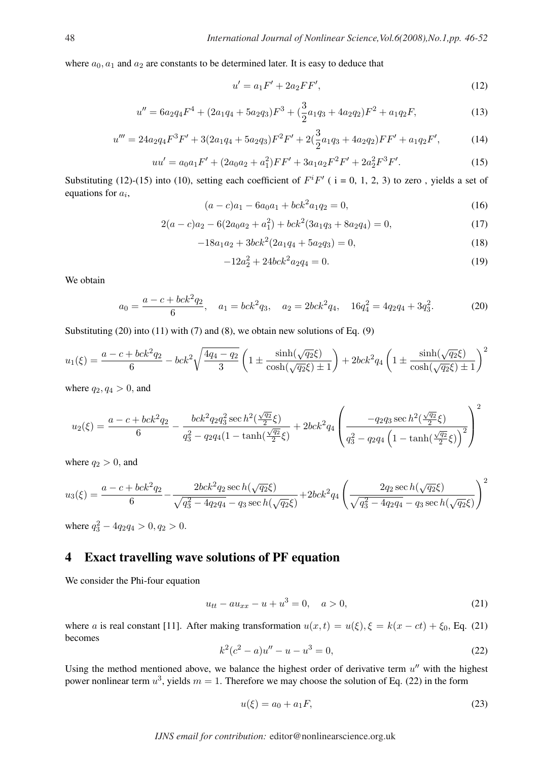where $a_0, a_1$ and $a_2$ are constants to be determined later. It is easy to deduce that

$$u' = a_1 F' + 2a_2 F F', \tag{12}$$

$$u'' = 6a_2 q_4 F^4 + (2a_1 q_4 + 5a_2 q_3)F^3 + (\frac{3}{2}a_1 q_3 + 4a_2 q_2)F^2 + a_1 q_2 F, \tag{13}$$

$$u''' = 24a_2 q_4 F^3 F' + 3(2a_1 q_4 + 5a_2 q_3)F^2 F' + 2(\frac{3}{2}a_1 q_3 + 4a_2 q_2)FF' + a_1 q_2 F', \tag{14}$$

$$uu' = a_0 a_1 F' + (2a_0 a_2 + a_1^2)FF' + 3a_1 a_2 F^2 F' + 2a_2^2 F^3 F'. \tag{15}$$

Substituting (12)-(15) into (10), setting each coefficient of $F^i F'$ ( i = 0, 1, 2, 3) to zero , yields a set of equations for $a_i$,

$$(a - c)a_1 - 6a_0 a_1 + bck^2 a_1 q_2 = 0, \tag{16}$$

$$2(a - c)a_2 - 6(2a_0 a_2 + a_1^2) + bck^2(3a_1 q_3 + 8a_2 q_4) = 0, \tag{17}$$

$$-18a_1 a_2 + 3bck^2(2a_1 q_4 + 5a_2 q_3) = 0, \tag{18}$$

$$-12a_2^2 + 24bck^2 a_2 q_4 = 0. \tag{19}$$

We obtain

$$a_0 = \frac{a - c + bck^2 q_2}{6}, \quad a_1 = bck^2 q_3, \quad a_2 = 2bck^2 q_4, \quad 16q_4^2 = 4q_2 q_4 + 3q_3^2. \tag{20}$$

Substituting (20) into (11) with (7) and (8), we obtain new solutions of Eq. (9)

$$u_1(\xi) = \frac{a - c + bck^2 q_2}{6} - bck^2\sqrt{\frac{4q_4 - q_2}{3}}\left(1 \pm \frac{\sinh(\sqrt{q_2}\xi)}{\cosh(\sqrt{q_2}\xi) \pm 1}\right) + 2bck^2 q_4 \left(1 \pm \frac{\sinh(\sqrt{q_2}\xi)}{\cosh(\sqrt{q_2}\xi) \pm 1}\right)^2$$

where $q_2, q_4 > 0$, and

$$u_2(\xi) = \frac{a - c + bck^2 q_2}{6} - \frac{bck^2 q_2 q_3^2 \sec h^2(\frac{\sqrt{q_2}}{2}\xi)}{q_3^2 - q_2 q_4(1 - \tanh(\frac{\sqrt{q_2}}{2}\xi)} + 2bck^2 q_4 \left(\frac{-q_2 q_3 \sec h^2(\frac{\sqrt{q_2}}{2}\xi)}{q_3^2 - q_2 q_4\left(1 - \tanh(\frac{\sqrt{q_2}}{2}\xi)\right)^2}\right)^2$$

where $q_2 > 0$, and

$$u_3(\xi) = \frac{a - c + bck^2 q_2}{6} - \frac{2bck^2 q_2 \sec h(\sqrt{q_2}\xi)}{\sqrt{q_3^2 - 4q_2 q_4} - q_3 \sec h(\sqrt{q_2}\xi)} + 2bck^2 q_4 \left(\frac{2q_2 \sec h(\sqrt{q_2}\xi)}{\sqrt{q_3^2 - 4q_2 q_4} - q_3 \sec h(\sqrt{q_2}\xi)}\right)^2$$

where $q_3^2 - 4q_2 q_4 > 0, q_2 > 0$.

# 4 Exact travelling wave solutions of PF equation

We consider the Phi-four equation

$$u_{tt} - au_{xx} - u + u^3 = 0, \quad a > 0, \tag{21}$$

where $a$ is real constant [11]. After making transformation $u(x, t) = u(\xi), \xi = k(x - ct) + \xi_0$, Eq. (21) becomes

$$k^2(c^2 - a)u'' - u - u^3 = 0, \tag{22}$$

Using the method mentioned above, we balance the highest order of derivative term $u''$ with the highest power nonlinear term $u^3$, yields $m = 1$. Therefore we may choose the solution of Eq. (22) in the form

$$u(\xi) = a_0 + a_1 F, \tag{23}$$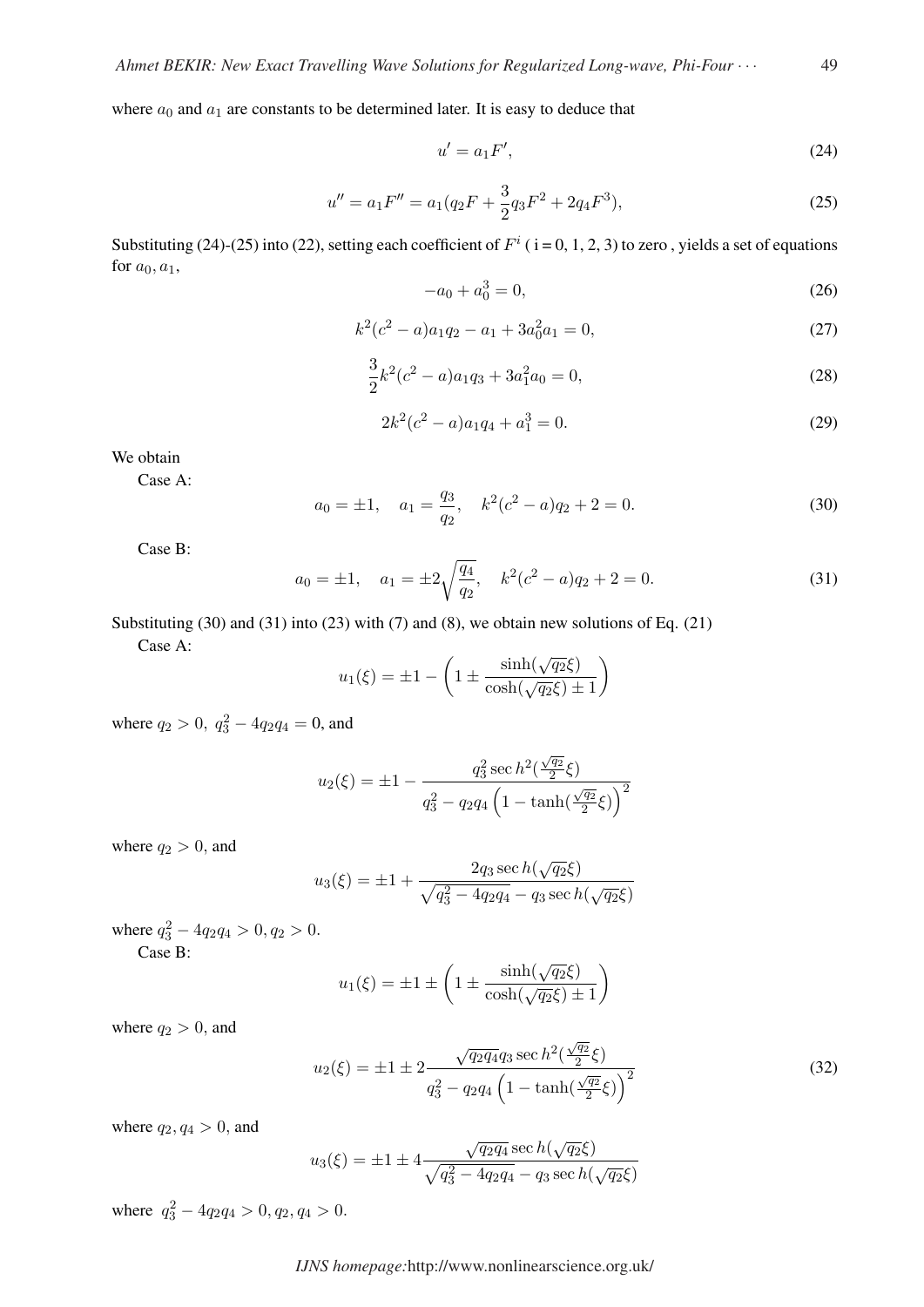where $a_0$ and $a_1$ are constants to be determined later. It is easy to deduce that

$$u' = a_1 F', \tag{24}$$

$$u'' = a_1 F'' = a_1(q_2 F + \frac{3}{2} q_3 F^2 + 2q_4 F^3), \tag{25}$$

Substituting (24)-(25) into (22), setting each coefficient of $F^i$ ( i = 0, 1, 2, 3) to zero , yields a set of equations for $a_0, a_1$,

$$-a_0 + a_0^3 = 0, \tag{26}$$

$$k^2(c^2 - a)a_1 q_2 - a_1 + 3a_0^2 a_1 = 0, \tag{27}$$

$$\frac{3}{2} k^2(c^2 - a)a_1 q_3 + 3a_1^2 a_0 = 0, \tag{28}$$

$$2k^2(c^2 - a)a_1 q_4 + a_1^3 = 0. \tag{29}$$

We obtain

Case A:

$$a_0 = \pm 1, \quad a_1 = \frac{q_3}{q_2}, \quad k^2(c^2 - a)q_2 + 2 = 0. \tag{30}$$

Case B:

$$a_0 = \pm 1, \quad a_1 = \pm 2\sqrt{\frac{q_4}{q_2}}, \quad k^2(c^2 - a)q_2 + 2 = 0. \tag{31}$$

Substituting (30) and (31) into (23) with (7) and (8), we obtain new solutions of Eq. (21)

Case A:

$$u_1(\xi) = \pm 1 - \left(1 \pm \frac{\sinh(\sqrt{q_2}\xi)}{\cosh(\sqrt{q_2}\xi) \pm 1}\right)$$

where $q_2 > 0,\ q_3^2 - 4q_2 q_4 = 0$, and

$$u_2(\xi) = \pm 1 - \frac{q_3^2 \sec h^2(\frac{\sqrt{q_2}}{2}\xi)}{q_3^2 - q_2 q_4 \left(1 - \tanh(\frac{\sqrt{q_2}}{2}\xi)\right)^2}$$

where $q_2 > 0$, and

$$u_3(\xi) = \pm 1 + \frac{2q_3 \sec h(\sqrt{q_2}\xi)}{\sqrt{q_3^2 - 4q_2 q_4} - q_3 \sec h(\sqrt{q_2}\xi)}$$

where $q_3^2 - 4q_2 q_4 > 0, q_2 > 0$.

Case B:

$$u_1(\xi) = \pm 1 \pm \left(1 \pm \frac{\sinh(\sqrt{q_2}\xi)}{\cosh(\sqrt{q_2}\xi) \pm 1}\right)$$

where $q_2 > 0$, and

$$u_2(\xi) = \pm 1 \pm 2 \frac{\sqrt{q_2 q_4}\, q_3 \sec h^2(\frac{\sqrt{q_2}}{2}\xi)}{q_3^2 - q_2 q_4 \left(1 - \tanh(\frac{\sqrt{q_2}}{2}\xi)\right)^2} \tag{32}$$

where $q_2, q_4 > 0$, and

$$u_3(\xi) = \pm 1 \pm 4 \frac{\sqrt{q_2 q_4} \sec h(\sqrt{q_2}\xi)}{\sqrt{q_3^2 - 4q_2 q_4} - q_3 \sec h(\sqrt{q_2}\xi)}$$

where $q_3^2 - 4q_2 q_4 > 0, q_2, q_4 > 0$.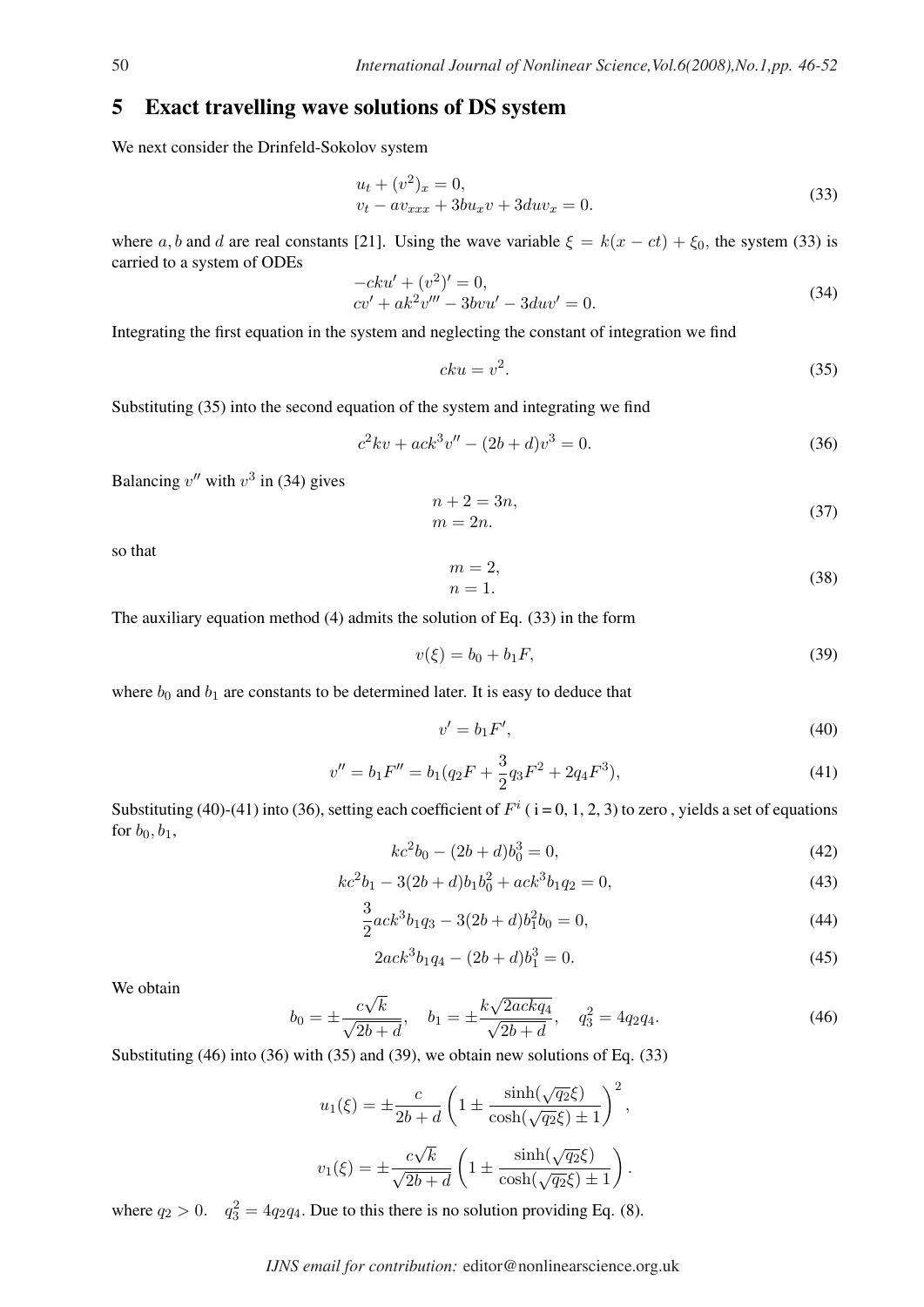## 5 Exact travelling wave solutions of DS system

We next consider the Drinfeld-Sokolov system

$$
\begin{aligned}
&u_t + (v^2)_x = 0, \\
&v_t - av_{xxx} + 3bu_x v + 3duv_x = 0.
\end{aligned} \tag{33}
$$

where $a, b$ and $d$ are real constants [21]. Using the wave variable $\xi = k(x - ct) + \xi_0$, the system (33) is carried to a system of ODEs

$$
\begin{aligned}
&-cku' + (v^2)' = 0, \\
&cv' + ak^2 v''' - 3bvu' - 3duv' = 0.
\end{aligned} \tag{34}
$$

Integrating the first equation in the system and neglecting the constant of integration we find

$$
cku = v^2. \tag{35}
$$

Substituting (35) into the second equation of the system and integrating we find

$$
c^2 kv + ack^3 v'' - (2b + d)v^3 = 0. \tag{36}
$$

Balancing $v''$ with $v^3$ in (34) gives

$$
\begin{aligned}
&n + 2 = 3n, \\
&m = 2n.
\end{aligned} \tag{37}
$$

so that

$$
\begin{aligned}
&m = 2, \\
&n = 1.
\end{aligned} \tag{38}
$$

The auxiliary equation method (4) admits the solution of Eq. (33) in the form

$$
v(\xi) = b_0 + b_1 F, \tag{39}
$$

where $b_0$ and $b_1$ are constants to be determined later. It is easy to deduce that

$$
v' = b_1 F', \tag{40}
$$

$$
v'' = b_1 F'' = b_1 (q_2 F + \frac{3}{2} q_3 F^2 + 2q_4 F^3), \tag{41}
$$

Substituting (40)-(41) into (36), setting each coefficient of $F^i$ ( i = 0, 1, 2, 3) to zero , yields a set of equations for $b_0, b_1$,

$$
kc^2 b_0 - (2b + d)b_0^3 = 0, \tag{42}
$$

$$
kc^2 b_1 - 3(2b + d)b_1 b_0^2 + ack^3 b_1 q_2 = 0, \tag{43}
$$

$$
\frac{3}{2} ack^3 b_1 q_3 - 3(2b + d)b_1^2 b_0 = 0, \tag{44}
$$

$$
2ack^3 b_1 q_4 - (2b + d)b_1^3 = 0. \tag{45}
$$

We obtain

$$
b_0 = \pm \frac{c\sqrt{k}}{\sqrt{2b + d}}, \quad b_1 = \pm \frac{k\sqrt{2ackq_4}}{\sqrt{2b + d}}, \quad q_3^2 = 4q_2 q_4. \tag{46}
$$

Substituting (46) into (36) with (35) and (39), we obtain new solutions of Eq. (33)

$$
u_1(\xi) = \pm \frac{c}{2b + d} \left( 1 \pm \frac{\sinh(\sqrt{q_2}\xi)}{\cosh(\sqrt{q_2}\xi) \pm 1} \right)^2,
$$

$$
v_1(\xi) = \pm \frac{c\sqrt{k}}{\sqrt{2b + d}} \left( 1 \pm \frac{\sinh(\sqrt{q_2}\xi)}{\cosh(\sqrt{q_2}\xi) \pm 1} \right).
$$

where $q_2 > 0$. $\quad q_3^2 = 4q_2 q_4$. Due to this there is no solution providing Eq. (8).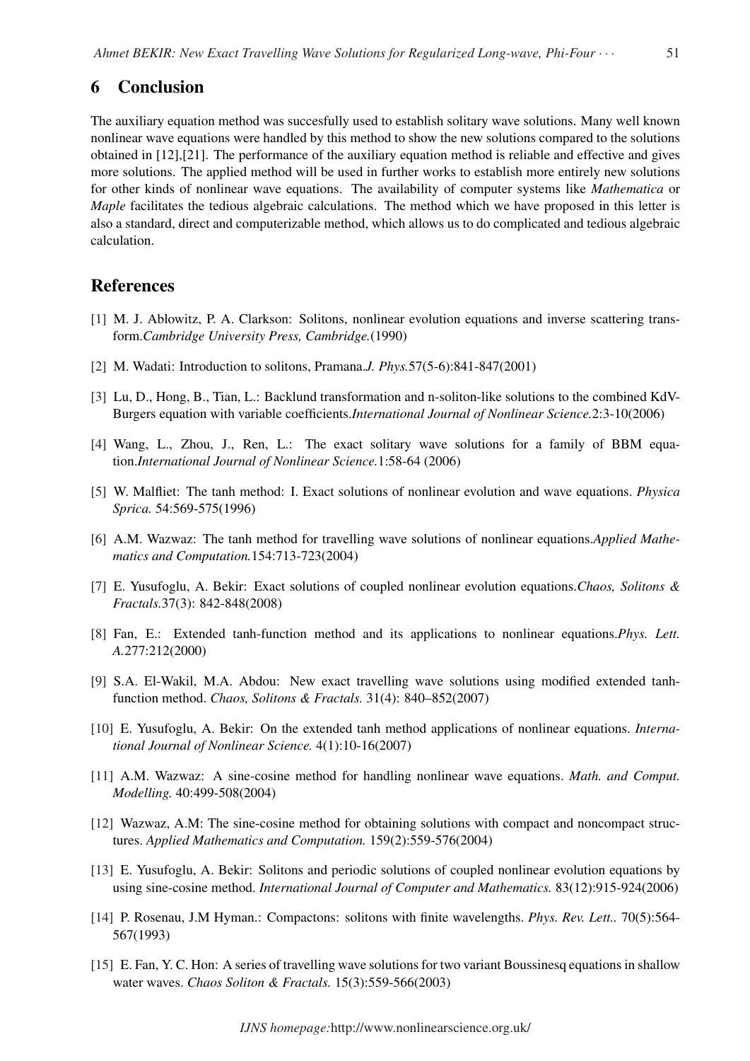## 6 Conclusion

The auxiliary equation method was succesfully used to establish solitary wave solutions. Many well known nonlinear wave equations were handled by this method to show the new solutions compared to the solutions obtained in [12],[21]. The performance of the auxiliary equation method is reliable and effective and gives more solutions. The applied method will be used in further works to establish more entirely new solutions for other kinds of nonlinear wave equations. The availability of computer systems like *Mathematica* or *Maple* facilitates the tedious algebraic calculations. The method which we have proposed in this letter is also a standard, direct and computerizable method, which allows us to do complicated and tedious algebraic calculation.

## References

[1] M. J. Ablowitz, P. A. Clarkson: Solitons, nonlinear evolution equations and inverse scattering transform.*Cambridge University Press, Cambridge.*(1990)

[2] M. Wadati: Introduction to solitons, Pramana.*J. Phys.*57(5-6):841-847(2001)

[3] Lu, D., Hong, B., Tian, L.: Backlund transformation and n-soliton-like solutions to the combined KdV-Burgers equation with variable coefficients.*International Journal of Nonlinear Science.*2:3-10(2006)

[4] Wang, L., Zhou, J., Ren, L.: The exact solitary wave solutions for a family of BBM equation.*International Journal of Nonlinear Science.*1:58-64 (2006)

[5] W. Malfliet: The tanh method: I. Exact solutions of nonlinear evolution and wave equations. *Physica Sprica.* 54:569-575(1996)

[6] A.M. Wazwaz: The tanh method for travelling wave solutions of nonlinear equations.*Applied Mathematics and Computation.*154:713-723(2004)

[7] E. Yusufoglu, A. Bekir: Exact solutions of coupled nonlinear evolution equations.*Chaos, Solitons & Fractals.*37(3): 842-848(2008)

[8] Fan, E.: Extended tanh-function method and its applications to nonlinear equations.*Phys. Lett. A.*277:212(2000)

[9] S.A. El-Wakil, M.A. Abdou: New exact travelling wave solutions using modified extended tanh-function method. *Chaos, Solitons & Fractals.* 31(4): 840–852(2007)

[10] E. Yusufoglu, A. Bekir: On the extended tanh method applications of nonlinear equations. *International Journal of Nonlinear Science.* 4(1):10-16(2007)

[11] A.M. Wazwaz: A sine-cosine method for handling nonlinear wave equations. *Math. and Comput. Modelling.* 40:499-508(2004)

[12] Wazwaz, A.M: The sine-cosine method for obtaining solutions with compact and noncompact structures. *Applied Mathematics and Computation.* 159(2):559-576(2004)

[13] E. Yusufoglu, A. Bekir: Solitons and periodic solutions of coupled nonlinear evolution equations by using sine-cosine method. *International Journal of Computer and Mathematics.* 83(12):915-924(2006)

[14] P. Rosenau, J.M Hyman.: Compactons: solitons with finite wavelengths. *Phys. Rev. Lett..* 70(5):564-567(1993)

[15] E. Fan, Y. C. Hon: A series of travelling wave solutions for two variant Boussinesq equations in shallow water waves. *Chaos Soliton & Fractals.* 15(3):559-566(2003)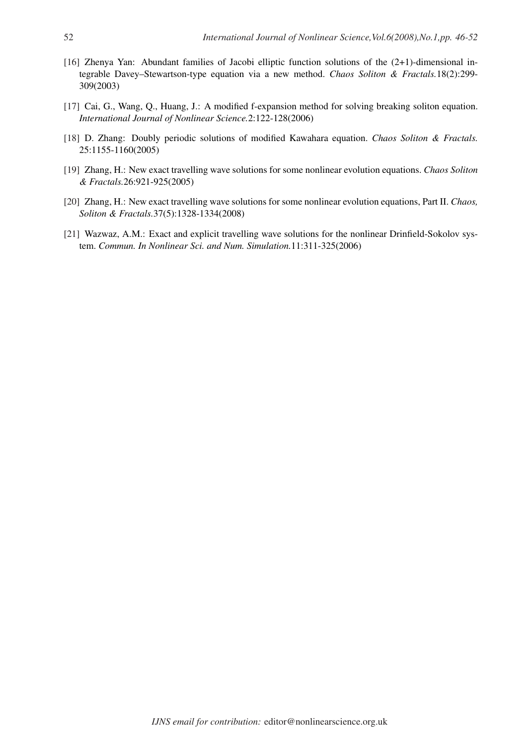[16] Zhenya Yan: Abundant families of Jacobi elliptic function solutions of the (2+1)-dimensional integrable Davey–Stewartson-type equation via a new method. *Chaos Soliton & Fractals.*18(2):299-309(2003)

[17] Cai, G., Wang, Q., Huang, J.: A modified f-expansion method for solving breaking soliton equation. *International Journal of Nonlinear Science.*2:122-128(2006)

[18] D. Zhang: Doubly periodic solutions of modified Kawahara equation. *Chaos Soliton & Fractals.* 25:1155-1160(2005)

[19] Zhang, H.: New exact travelling wave solutions for some nonlinear evolution equations. *Chaos Soliton & Fractals.*26:921-925(2005)

[20] Zhang, H.: New exact travelling wave solutions for some nonlinear evolution equations, Part II. *Chaos, Soliton & Fractals.*37(5):1328-1334(2008)

[21] Wazwaz, A.M.: Exact and explicit travelling wave solutions for the nonlinear Drinfield-Sokolov system. *Commun. In Nonlinear Sci. and Num. Simulation.*11:311-325(2006)